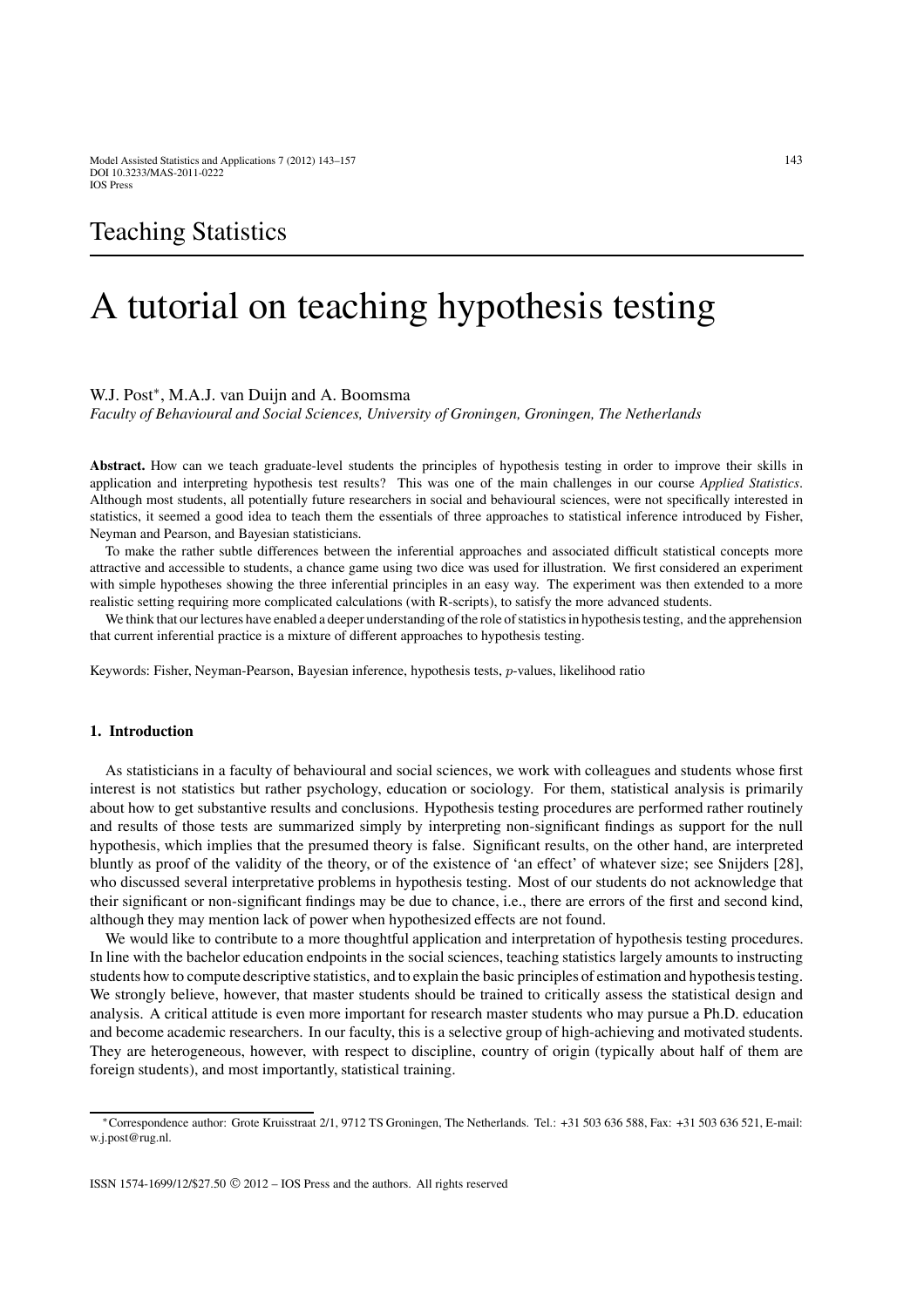Teaching Statistics

# A tutorial on teaching hypothesis testing

W.J. Post*, M.A.J. van Duijn and A. Boomsma

*Faculty of Behavioural and Social Sciences, University of Groningen, Groningen, The Netherlands*

**Abstract.** How can we teach graduate-level students the principles of hypothesis testing in order to improve their skills in application and interpreting hypothesis test results? This was one of the main challenges in our course *Applied Statistics*. Although most students, all potentially future researchers in social and behavioural sciences, were not specifically interested in statistics, it seemed a good idea to teach them the essentials of three approaches to statistical inference introduced by Fisher, Neyman and Pearson, and Bayesian statisticians.

To make the rather subtle differences between the inferential approaches and associated difficult statistical concepts more attractive and accessible to students, a chance game using two dice was used for illustration. We first considered an experiment with simple hypotheses showing the three inferential principles in an easy way. The experiment was then extended to a more realistic setting requiring more complicated calculations (with R-scripts), to satisfy the more advanced students.

We think that our lectures have enabled a deeper understanding of the role of statistics in hypothesis testing, and the apprehension that current inferential practice is a mixture of different approaches to hypothesis testing.

Keywords: Fisher, Neyman-Pearson, Bayesian inference, hypothesis tests, $p$-values, likelihood ratio

## 1. Introduction

As statisticians in a faculty of behavioural and social sciences, we work with colleagues and students whose first interest is not statistics but rather psychology, education or sociology. For them, statistical analysis is primarily about how to get substantive results and conclusions. Hypothesis testing procedures are performed rather routinely and results of those tests are summarized simply by interpreting non-significant findings as support for the null hypothesis, which implies that the presumed theory is false. Significant results, on the other hand, are interpreted bluntly as proof of the validity of the theory, or of the existence of 'an effect' of whatever size; see Snijders [28], who discussed several interpretative problems in hypothesis testing. Most of our students do not acknowledge that their significant or non-significant findings may be due to chance, i.e., there are errors of the first and second kind, although they may mention lack of power when hypothesized effects are not found.

We would like to contribute to a more thoughtful application and interpretation of hypothesis testing procedures. In line with the bachelor education endpoints in the social sciences, teaching statistics largely amounts to instructing students how to compute descriptive statistics, and to explain the basic principles of estimation and hypothesis testing. We strongly believe, however, that master students should be trained to critically assess the statistical design and analysis. A critical attitude is even more important for research master students who may pursue a Ph.D. education and become academic researchers. In our faculty, this is a selective group of high-achieving and motivated students. They are heterogeneous, however, with respect to discipline, country of origin (typically about half of them are foreign students), and most importantly, statistical training.

*Correspondence author: Grote Kruisstraat 2/1, 9712 TS Groningen, The Netherlands. Tel.: +31 503 636 588, Fax: +31 503 636 521, E-mail: w.j.post@rug.nl.

ISSN 1574-1699/12/$27.50 © 2012 – IOS Press and the authors. All rights reserved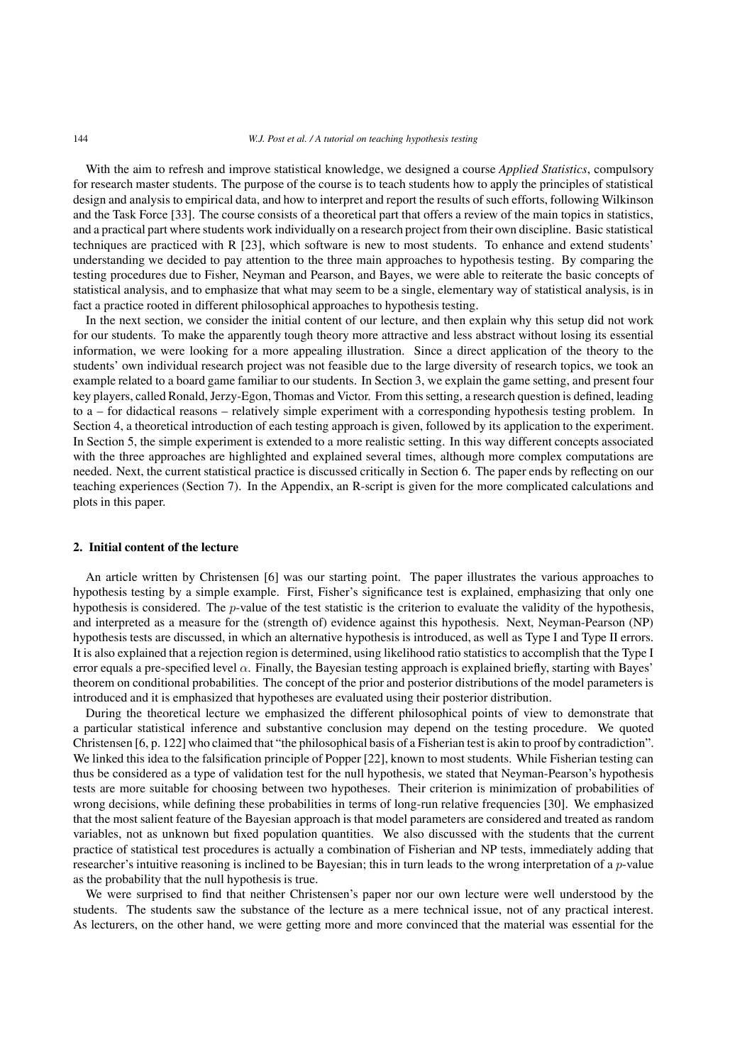With the aim to refresh and improve statistical knowledge, we designed a course *Applied Statistics*, compulsory for research master students. The purpose of the course is to teach students how to apply the principles of statistical design and analysis to empirical data, and how to interpret and report the results of such efforts, following Wilkinson and the Task Force [33]. The course consists of a theoretical part that offers a review of the main topics in statistics, and a practical part where students work individually on a research project from their own discipline. Basic statistical techniques are practiced with R [23], which software is new to most students. To enhance and extend students' understanding we decided to pay attention to the three main approaches to hypothesis testing. By comparing the testing procedures due to Fisher, Neyman and Pearson, and Bayes, we were able to reiterate the basic concepts of statistical analysis, and to emphasize that what may seem to be a single, elementary way of statistical analysis, is in fact a practice rooted in different philosophical approaches to hypothesis testing.

In the next section, we consider the initial content of our lecture, and then explain why this setup did not work for our students. To make the apparently tough theory more attractive and less abstract without losing its essential information, we were looking for a more appealing illustration. Since a direct application of the theory to the students' own individual research project was not feasible due to the large diversity of research topics, we took an example related to a board game familiar to our students. In Section 3, we explain the game setting, and present four key players, called Ronald, Jerzy-Egon, Thomas and Victor. From this setting, a research question is defined, leading to a – for didactical reasons – relatively simple experiment with a corresponding hypothesis testing problem. In Section 4, a theoretical introduction of each testing approach is given, followed by its application to the experiment. In Section 5, the simple experiment is extended to a more realistic setting. In this way different concepts associated with the three approaches are highlighted and explained several times, although more complex computations are needed. Next, the current statistical practice is discussed critically in Section 6. The paper ends by reflecting on our teaching experiences (Section 7). In the Appendix, an R-script is given for the more complicated calculations and plots in this paper.

## 2. Initial content of the lecture

An article written by Christensen [6] was our starting point. The paper illustrates the various approaches to hypothesis testing by a simple example. First, Fisher's significance test is explained, emphasizing that only one hypothesis is considered. The $p$-value of the test statistic is the criterion to evaluate the validity of the hypothesis, and interpreted as a measure for the (strength of) evidence against this hypothesis. Next, Neyman-Pearson (NP) hypothesis tests are discussed, in which an alternative hypothesis is introduced, as well as Type I and Type II errors. It is also explained that a rejection region is determined, using likelihood ratio statistics to accomplish that the Type I error equals a pre-specified level $\alpha$. Finally, the Bayesian testing approach is explained briefly, starting with Bayes' theorem on conditional probabilities. The concept of the prior and posterior distributions of the model parameters is introduced and it is emphasized that hypotheses are evaluated using their posterior distribution.

During the theoretical lecture we emphasized the different philosophical points of view to demonstrate that a particular statistical inference and substantive conclusion may depend on the testing procedure. We quoted Christensen [6, p. 122] who claimed that "the philosophical basis of a Fisherian test is akin to proof by contradiction". We linked this idea to the falsification principle of Popper [22], known to most students. While Fisherian testing can thus be considered as a type of validation test for the null hypothesis, we stated that Neyman-Pearson's hypothesis tests are more suitable for choosing between two hypotheses. Their criterion is minimization of probabilities of wrong decisions, while defining these probabilities in terms of long-run relative frequencies [30]. We emphasized that the most salient feature of the Bayesian approach is that model parameters are considered and treated as random variables, not as unknown but fixed population quantities. We also discussed with the students that the current practice of statistical test procedures is actually a combination of Fisherian and NP tests, immediately adding that researcher's intuitive reasoning is inclined to be Bayesian; this in turn leads to the wrong interpretation of a $p$-value as the probability that the null hypothesis is true.

We were surprised to find that neither Christensen's paper nor our own lecture were well understood by the students. The students saw the substance of the lecture as a mere technical issue, not of any practical interest. As lecturers, on the other hand, we were getting more and more convinced that the material was essential for the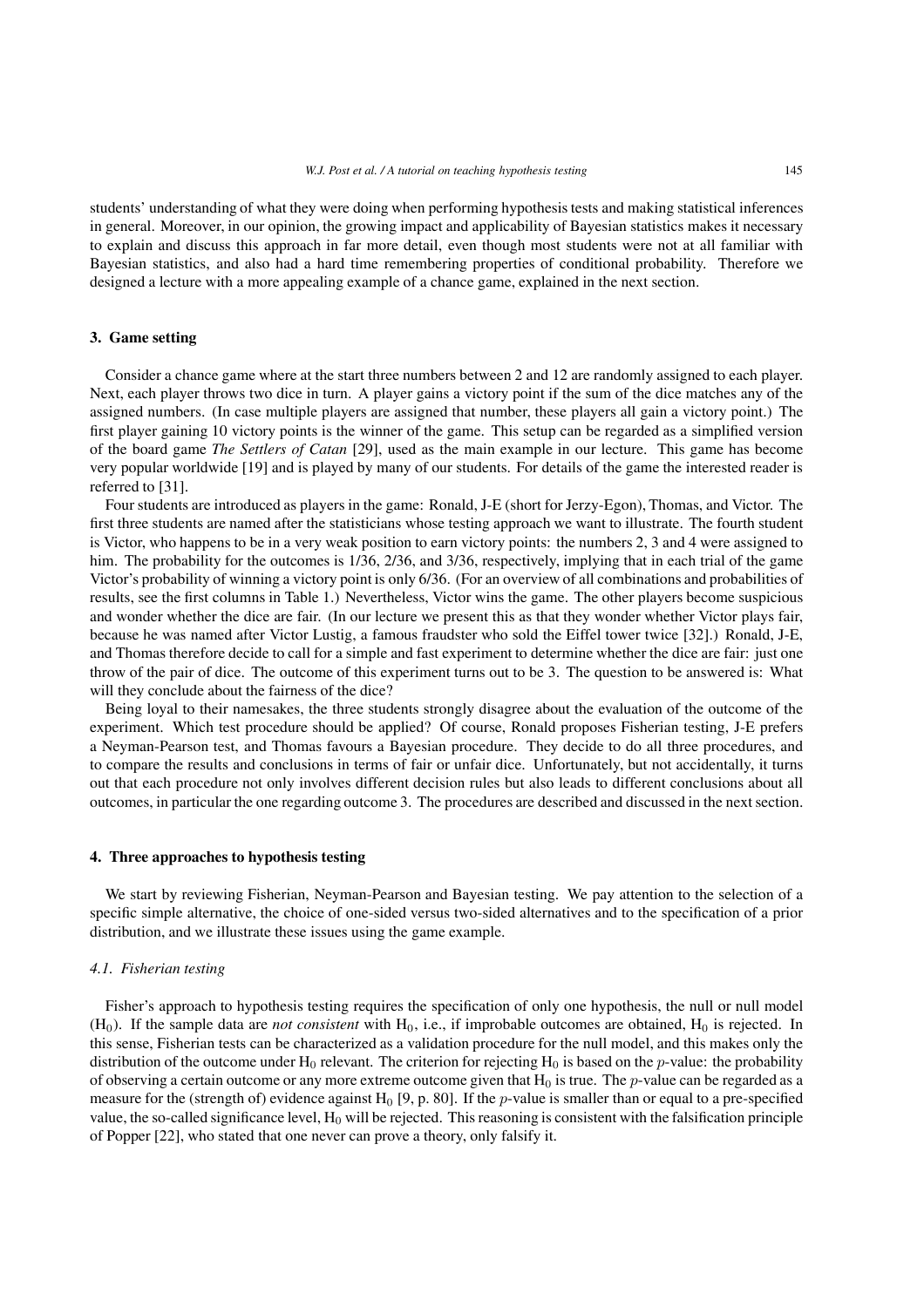students' understanding of what they were doing when performing hypothesis tests and making statistical inferences in general. Moreover, in our opinion, the growing impact and applicability of Bayesian statistics makes it necessary to explain and discuss this approach in far more detail, even though most students were not at all familiar with Bayesian statistics, and also had a hard time remembering properties of conditional probability. Therefore we designed a lecture with a more appealing example of a chance game, explained in the next section.

## 3. Game setting

Consider a chance game where at the start three numbers between 2 and 12 are randomly assigned to each player. Next, each player throws two dice in turn. A player gains a victory point if the sum of the dice matches any of the assigned numbers. (In case multiple players are assigned that number, these players all gain a victory point.) The first player gaining 10 victory points is the winner of the game. This setup can be regarded as a simplified version of the board game *The Settlers of Catan* [29], used as the main example in our lecture. This game has become very popular worldwide [19] and is played by many of our students. For details of the game the interested reader is referred to [31].

Four students are introduced as players in the game: Ronald, J-E (short for Jerzy-Egon), Thomas, and Victor. The first three students are named after the statisticians whose testing approach we want to illustrate. The fourth student is Victor, who happens to be in a very weak position to earn victory points: the numbers 2, 3 and 4 were assigned to him. The probability for the outcomes is 1/36, 2/36, and 3/36, respectively, implying that in each trial of the game Victor's probability of winning a victory point is only 6/36. (For an overview of all combinations and probabilities of results, see the first columns in Table 1.) Nevertheless, Victor wins the game. The other players become suspicious and wonder whether the dice are fair. (In our lecture we present this as that they wonder whether Victor plays fair, because he was named after Victor Lustig, a famous fraudster who sold the Eiffel tower twice [32].) Ronald, J-E, and Thomas therefore decide to call for a simple and fast experiment to determine whether the dice are fair: just one throw of the pair of dice. The outcome of this experiment turns out to be 3. The question to be answered is: What will they conclude about the fairness of the dice?

Being loyal to their namesakes, the three students strongly disagree about the evaluation of the outcome of the experiment. Which test procedure should be applied? Of course, Ronald proposes Fisherian testing, J-E prefers a Neyman-Pearson test, and Thomas favours a Bayesian procedure. They decide to do all three procedures, and to compare the results and conclusions in terms of fair or unfair dice. Unfortunately, but not accidentally, it turns out that each procedure not only involves different decision rules but also leads to different conclusions about all outcomes, in particular the one regarding outcome 3. The procedures are described and discussed in the next section.

## 4. Three approaches to hypothesis testing

We start by reviewing Fisherian, Neyman-Pearson and Bayesian testing. We pay attention to the selection of a specific simple alternative, the choice of one-sided versus two-sided alternatives and to the specification of a prior distribution, and we illustrate these issues using the game example.

### *4.1. Fisherian testing*

Fisher's approach to hypothesis testing requires the specification of only one hypothesis, the null or null model ($H_0$). If the sample data are *not consistent* with $H_0$, i.e., if improbable outcomes are obtained, $H_0$ is rejected. In this sense, Fisherian tests can be characterized as a validation procedure for the null model, and this makes only the distribution of the outcome under $H_0$ relevant. The criterion for rejecting $H_0$ is based on the $p$-value: the probability of observing a certain outcome or any more extreme outcome given that $H_0$ is true. The $p$-value can be regarded as a measure for the (strength of) evidence against $H_0$ [9, p. 80]. If the $p$-value is smaller than or equal to a pre-specified value, the so-called significance level, $H_0$ will be rejected. This reasoning is consistent with the falsification principle of Popper [22], who stated that one never can prove a theory, only falsify it.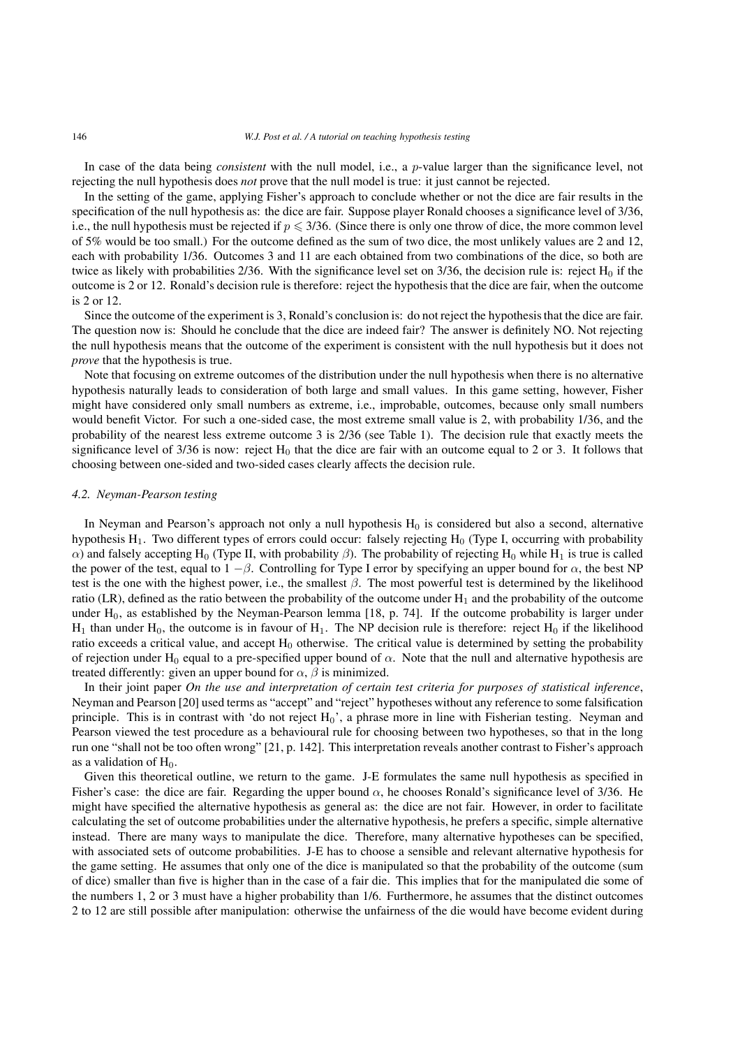In case of the data being *consistent* with the null model, i.e., a $p$-value larger than the significance level, not rejecting the null hypothesis does *not* prove that the null model is true: it just cannot be rejected.

In the setting of the game, applying Fisher's approach to conclude whether or not the dice are fair results in the specification of the null hypothesis as: the dice are fair. Suppose player Ronald chooses a significance level of 3/36, i.e., the null hypothesis must be rejected if $p \leqslant 3/36$. (Since there is only one throw of dice, the more common level of 5% would be too small.) For the outcome defined as the sum of two dice, the most unlikely values are 2 and 12, each with probability 1/36. Outcomes 3 and 11 are each obtained from two combinations of the dice, so both are twice as likely with probabilities 2/36. With the significance level set on 3/36, the decision rule is: reject $H_0$ if the outcome is 2 or 12. Ronald's decision rule is therefore: reject the hypothesis that the dice are fair, when the outcome is 2 or 12.

Since the outcome of the experiment is 3, Ronald's conclusion is: do not reject the hypothesis that the dice are fair. The question now is: Should he conclude that the dice are indeed fair? The answer is definitely NO. Not rejecting the null hypothesis means that the outcome of the experiment is consistent with the null hypothesis but it does not *prove* that the hypothesis is true.

Note that focusing on extreme outcomes of the distribution under the null hypothesis when there is no alternative hypothesis naturally leads to consideration of both large and small values. In this game setting, however, Fisher might have considered only small numbers as extreme, i.e., improbable, outcomes, because only small numbers would benefit Victor. For such a one-sided case, the most extreme small value is 2, with probability 1/36, and the probability of the nearest less extreme outcome 3 is 2/36 (see Table 1). The decision rule that exactly meets the significance level of 3/36 is now: reject $H_0$ that the dice are fair with an outcome equal to 2 or 3. It follows that choosing between one-sided and two-sided cases clearly affects the decision rule.

### 4.2. Neyman-Pearson testing

In Neyman and Pearson's approach not only a null hypothesis $H_0$ is considered but also a second, alternative hypothesis $H_1$. Two different types of errors could occur: falsely rejecting $H_0$ (Type I, occurring with probability $\alpha$) and falsely accepting $H_0$ (Type II, with probability $\beta$). The probability of rejecting $H_0$ while $H_1$ is true is called the power of the test, equal to $1 - \beta$. Controlling for Type I error by specifying an upper bound for $\alpha$, the best NP test is the one with the highest power, i.e., the smallest $\beta$. The most powerful test is determined by the likelihood ratio (LR), defined as the ratio between the probability of the outcome under $H_1$ and the probability of the outcome under $H_0$, as established by the Neyman-Pearson lemma [18, p. 74]. If the outcome probability is larger under $H_1$ than under $H_0$, the outcome is in favour of $H_1$. The NP decision rule is therefore: reject $H_0$ if the likelihood ratio exceeds a critical value, and accept $H_0$ otherwise. The critical value is determined by setting the probability of rejection under $H_0$ equal to a pre-specified upper bound of $\alpha$. Note that the null and alternative hypothesis are treated differently: given an upper bound for $\alpha$, $\beta$ is minimized.

In their joint paper *On the use and interpretation of certain test criteria for purposes of statistical inference*, Neyman and Pearson [20] used terms as "accept" and "reject" hypotheses without any reference to some falsification principle. This is in contrast with 'do not reject $H_0$', a phrase more in line with Fisherian testing. Neyman and Pearson viewed the test procedure as a behavioural rule for choosing between two hypotheses, so that in the long run one "shall not be too often wrong" [21, p. 142]. This interpretation reveals another contrast to Fisher's approach as a validation of $H_0$.

Given this theoretical outline, we return to the game. J-E formulates the same null hypothesis as specified in Fisher's case: the dice are fair. Regarding the upper bound $\alpha$, he chooses Ronald's significance level of 3/36. He might have specified the alternative hypothesis as general as: the dice are not fair. However, in order to facilitate calculating the set of outcome probabilities under the alternative hypothesis, he prefers a specific, simple alternative instead. There are many ways to manipulate the dice. Therefore, many alternative hypotheses can be specified, with associated sets of outcome probabilities. J-E has to choose a sensible and relevant alternative hypothesis for the game setting. He assumes that only one of the dice is manipulated so that the probability of the outcome (sum of dice) smaller than five is higher than in the case of a fair die. This implies that for the manipulated die some of the numbers 1, 2 or 3 must have a higher probability than 1/6. Furthermore, he assumes that the distinct outcomes 2 to 12 are still possible after manipulation: otherwise the unfairness of the die would have become evident during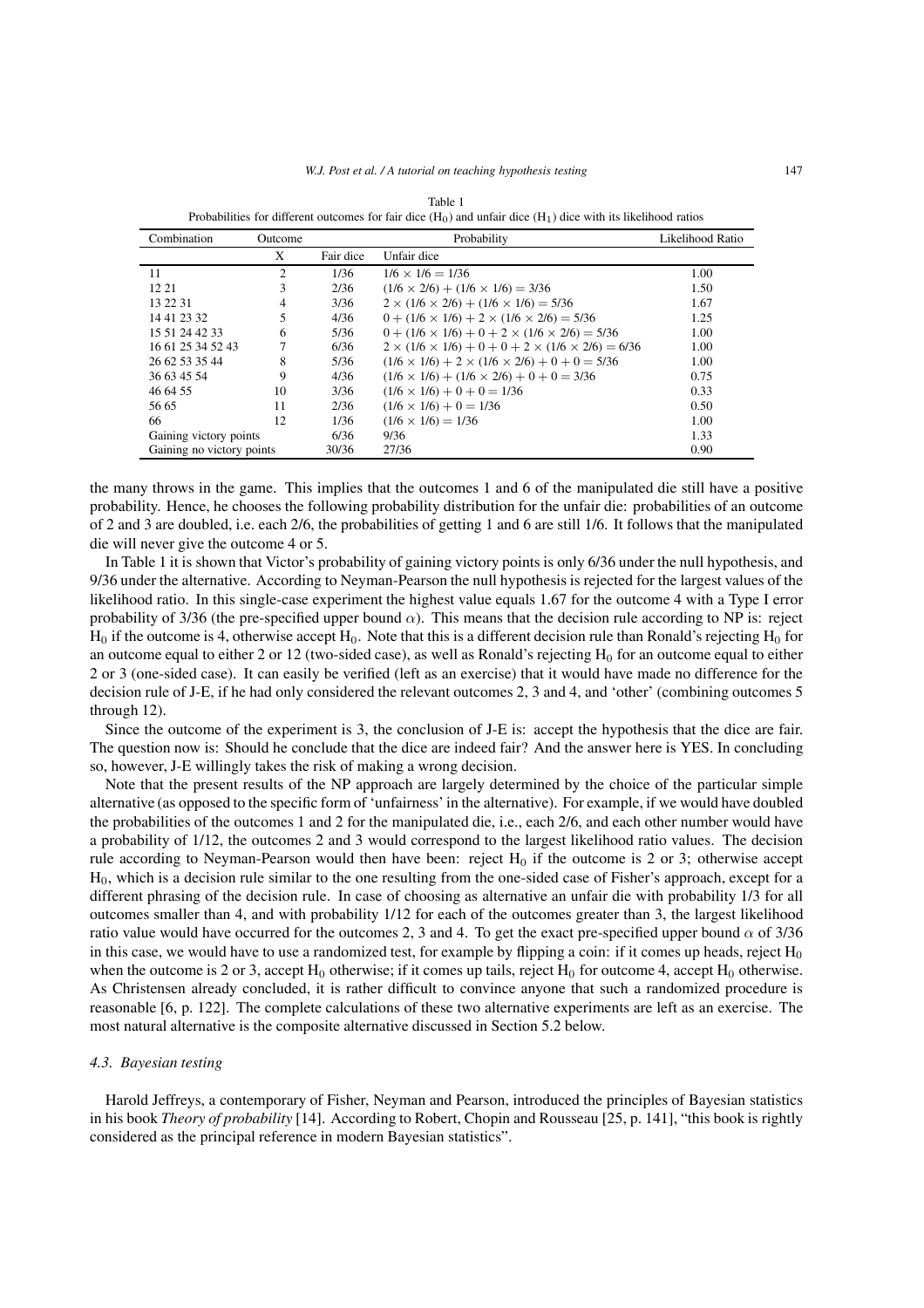Table 1
Probabilities for different outcomes for fair dice ($H_0$) and unfair dice ($H_1$) dice with its likelihood ratios

| Combination | Outcome | Probability | | Likelihood Ratio |
|---|---|---|---|---|
| | X | Fair dice | Unfair dice | |
| 11 | 2 | 1/36 | $1/6 \times 1/6 = 1/36$ | 1.00 |
| 12 21 | 3 | 2/36 | $(1/6 \times 2/6) + (1/6 \times 1/6) = 3/36$ | 1.50 |
| 13 22 31 | 4 | 3/36 | $2 \times (1/6 \times 2/6) + (1/6 \times 1/6) = 5/36$ | 1.67 |
| 14 41 23 32 | 5 | 4/36 | $0 + (1/6 \times 1/6) + 2 \times (1/6 \times 2/6) = 5/36$ | 1.25 |
| 15 51 24 42 33 | 6 | 5/36 | $0 + (1/6 \times 1/6) + 0 + 2 \times (1/6 \times 2/6) = 5/36$ | 1.00 |
| 16 61 25 34 52 43 | 7 | 6/36 | $2 \times (1/6 \times 1/6) + 0 + 0 + 2 \times (1/6 \times 2/6) = 6/36$ | 1.00 |
| 26 62 53 35 44 | 8 | 5/36 | $(1/6 \times 1/6) + 2 \times (1/6 \times 2/6) + 0 + 0 = 5/36$ | 1.00 |
| 36 63 45 54 | 9 | 4/36 | $(1/6 \times 1/6) + (1/6 \times 2/6) + 0 + 0 = 3/36$ | 0.75 |
| 46 64 55 | 10 | 3/36 | $(1/6 \times 1/6) + 0 + 0 = 1/36$ | 0.33 |
| 56 65 | 11 | 2/36 | $(1/6 \times 1/6) + 0 = 1/36$ | 0.50 |
| 66 | 12 | 1/36 | $(1/6 \times 1/6) = 1/36$ | 1.00 |
| Gaining victory points | | 6/36 | 9/36 | 1.33 |
| Gaining no victory points | | 30/36 | 27/36 | 0.90 |

the many throws in the game. This implies that the outcomes 1 and 6 of the manipulated die still have a positive probability. Hence, he chooses the following probability distribution for the unfair die: probabilities of an outcome of 2 and 3 are doubled, i.e. each 2/6, the probabilities of getting 1 and 6 are still 1/6. It follows that the manipulated die will never give the outcome 4 or 5.

In Table 1 it is shown that Victor's probability of gaining victory points is only 6/36 under the null hypothesis, and 9/36 under the alternative. According to Neyman-Pearson the null hypothesis is rejected for the largest values of the likelihood ratio. In this single-case experiment the highest value equals 1.67 for the outcome 4 with a Type I error probability of 3/36 (the pre-specified upper bound $\alpha$). This means that the decision rule according to NP is: reject $H_0$ if the outcome is 4, otherwise accept $H_0$. Note that this is a different decision rule than Ronald's rejecting $H_0$ for an outcome equal to either 2 or 12 (two-sided case), as well as Ronald's rejecting $H_0$ for an outcome equal to either 2 or 3 (one-sided case). It can easily be verified (left as an exercise) that it would have made no difference for the decision rule of J-E, if he had only considered the relevant outcomes 2, 3 and 4, and 'other' (combining outcomes 5 through 12).

Since the outcome of the experiment is 3, the conclusion of J-E is: accept the hypothesis that the dice are fair. The question now is: Should he conclude that the dice are indeed fair? And the answer here is YES. In concluding so, however, J-E willingly takes the risk of making a wrong decision.

Note that the present results of the NP approach are largely determined by the choice of the particular simple alternative (as opposed to the specific form of 'unfairness' in the alternative). For example, if we would have doubled the probabilities of the outcomes 1 and 2 for the manipulated die, i.e., each 2/6, and each other number would have a probability of 1/12, the outcomes 2 and 3 would correspond to the largest likelihood ratio values. The decision rule according to Neyman-Pearson would then have been: reject $H_0$ if the outcome is 2 or 3; otherwise accept $H_0$, which is a decision rule similar to the one resulting from the one-sided case of Fisher's approach, except for a different phrasing of the decision rule. In case of choosing as alternative an unfair die with probability 1/3 for all outcomes smaller than 4, and with probability 1/12 for each of the outcomes greater than 3, the largest likelihood ratio value would have occurred for the outcomes 2, 3 and 4. To get the exact pre-specified upper bound $\alpha$ of 3/36 in this case, we would have to use a randomized test, for example by flipping a coin: if it comes up heads, reject $H_0$ when the outcome is 2 or 3, accept $H_0$ otherwise; if it comes up tails, reject $H_0$ for outcome 4, accept $H_0$ otherwise. As Christensen already concluded, it is rather difficult to convince anyone that such a randomized procedure is reasonable [6, p. 122]. The complete calculations of these two alternative experiments are left as an exercise. The most natural alternative is the composite alternative discussed in Section 5.2 below.

### *4.3. Bayesian testing*

Harold Jeffreys, a contemporary of Fisher, Neyman and Pearson, introduced the principles of Bayesian statistics in his book *Theory of probability* [14]. According to Robert, Chopin and Rousseau [25, p. 141], "this book is rightly considered as the principal reference in modern Bayesian statistics".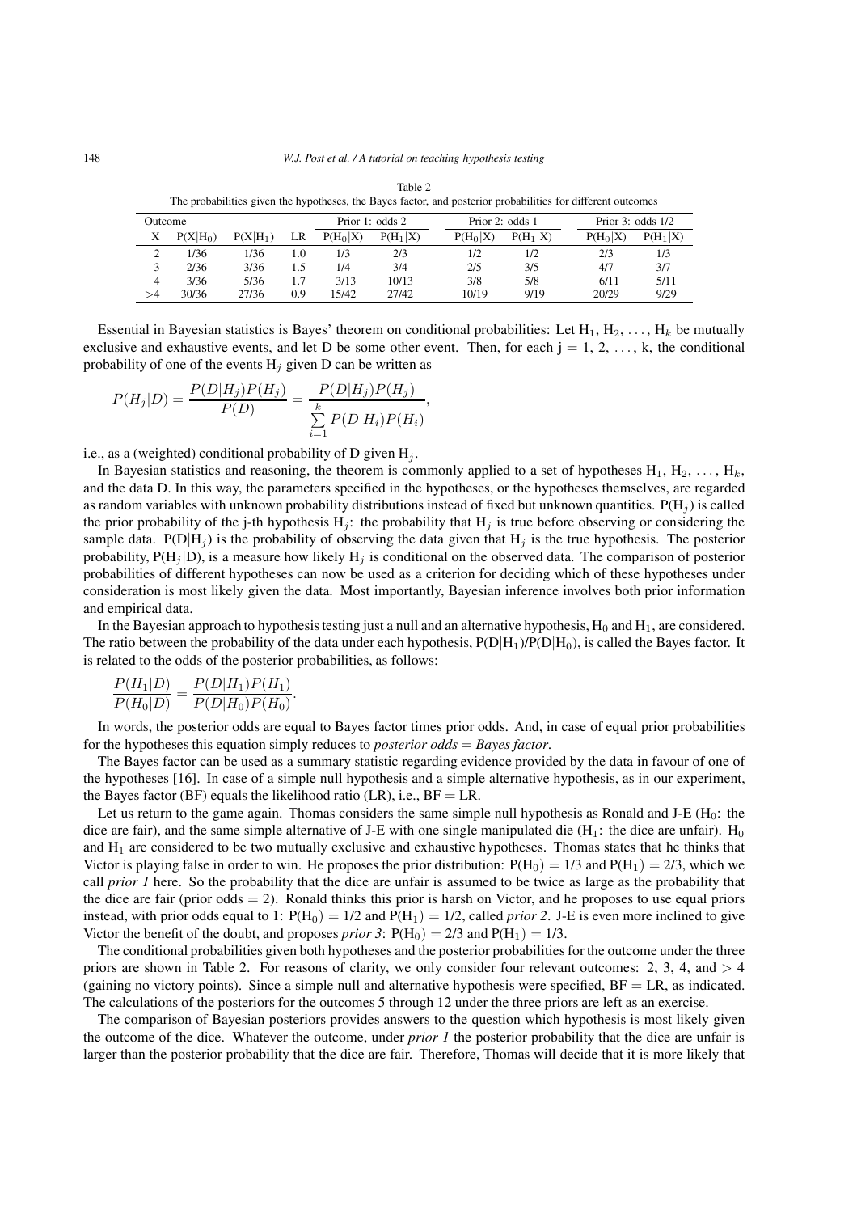Table 2
The probabilities given the hypotheses, the Bayes factor, and posterior probabilities for different outcomes

| Outcome | | | | Prior 1: odds 2 | | Prior 2: odds 1 | | Prior 3: odds 1/2 | |
|---|---|---|---|---|---|---|---|---|---|
| X | $P(X\|H_0)$ | $P(X\|H_1)$ | LR | $P(H_0\|X)$ | $P(H_1\|X)$ | $P(H_0\|X)$ | $P(H_1\|X)$ | $P(H_0\|X)$ | $P(H_1\|X)$ |
| 2 | 1/36 | 1/36 | 1.0 | 1/3 | 2/3 | 1/2 | 1/2 | 2/3 | 1/3 |
| 3 | 2/36 | 3/36 | 1.5 | 1/4 | 3/4 | 2/5 | 3/5 | 4/7 | 3/7 |
| 4 | 3/36 | 5/36 | 1.7 | 3/13 | 10/13 | 3/8 | 5/8 | 6/11 | 5/11 |
| >4 | 30/36 | 27/36 | 0.9 | 15/42 | 27/42 | 10/19 | 9/19 | 20/29 | 9/29 |

Essential in Bayesian statistics is Bayes' theorem on conditional probabilities: Let $H_1, H_2, \ldots, H_k$ be mutually exclusive and exhaustive events, and let D be some other event. Then, for each $j = 1, 2, \ldots, k$, the conditional probability of one of the events $H_j$ given D can be written as

$$P(H_j|D) = \frac{P(D|H_j)P(H_j)}{P(D)} = \frac{P(D|H_j)P(H_j)}{\sum_{i=1}^{k} P(D|H_i)P(H_i)},$$

i.e., as a (weighted) conditional probability of D given $H_j$.

In Bayesian statistics and reasoning, the theorem is commonly applied to a set of hypotheses $H_1, H_2, \ldots, H_k$, and the data D. In this way, the parameters specified in the hypotheses, or the hypotheses themselves, are regarded as random variables with unknown probability distributions instead of fixed but unknown quantities. $P(H_j)$ is called the prior probability of the j-th hypothesis $H_j$: the probability that $H_j$ is true before observing or considering the sample data. $P(D|H_j)$ is the probability of observing the data given that $H_j$ is the true hypothesis. The posterior probability, $P(H_j|D)$, is a measure how likely $H_j$ is conditional on the observed data. The comparison of posterior probabilities of different hypotheses can now be used as a criterion for deciding which of these hypotheses under consideration is most likely given the data. Most importantly, Bayesian inference involves both prior information and empirical data.

In the Bayesian approach to hypothesis testing just a null and an alternative hypothesis, $H_0$ and $H_1$, are considered. The ratio between the probability of the data under each hypothesis, $P(D|H_1)/P(D|H_0)$, is called the Bayes factor. It is related to the odds of the posterior probabilities, as follows:

$$\frac{P(H_1|D)}{P(H_0|D)} = \frac{P(D|H_1)P(H_1)}{P(D|H_0)P(H_0)}.$$

In words, the posterior odds are equal to Bayes factor times prior odds. And, in case of equal prior probabilities for the hypotheses this equation simply reduces to *posterior odds* = *Bayes factor*.

The Bayes factor can be used as a summary statistic regarding evidence provided by the data in favour of one of the hypotheses [16]. In case of a simple null hypothesis and a simple alternative hypothesis, as in our experiment, the Bayes factor (BF) equals the likelihood ratio (LR), i.e., BF = LR.

Let us return to the game again. Thomas considers the same simple null hypothesis as Ronald and J-E ($H_0$: the dice are fair), and the same simple alternative of J-E with one single manipulated die ($H_1$: the dice are unfair). $H_0$ and $H_1$ are considered to be two mutually exclusive and exhaustive hypotheses. Thomas states that he thinks that Victor is playing false in order to win. He proposes the prior distribution: $P(H_0) = 1/3$ and $P(H_1) = 2/3$, which we call *prior 1* here. So the probability that the dice are unfair is assumed to be twice as large as the probability that the dice are fair (prior odds = 2). Ronald thinks this prior is harsh on Victor, and he proposes to use equal priors instead, with prior odds equal to 1: $P(H_0) = 1/2$ and $P(H_1) = 1/2$, called *prior 2*. J-E is even more inclined to give Victor the benefit of the doubt, and proposes *prior 3*: $P(H_0) = 2/3$ and $P(H_1) = 1/3$.

The conditional probabilities given both hypotheses and the posterior probabilities for the outcome under the three priors are shown in Table 2. For reasons of clarity, we only consider four relevant outcomes: 2, 3, 4, and > 4 (gaining no victory points). Since a simple null and alternative hypothesis were specified, BF = LR, as indicated. The calculations of the posteriors for the outcomes 5 through 12 under the three priors are left as an exercise.

The comparison of Bayesian posteriors provides answers to the question which hypothesis is most likely given the outcome of the dice. Whatever the outcome, under *prior 1* the posterior probability that the dice are unfair is larger than the posterior probability that the dice are fair. Therefore, Thomas will decide that it is more likely that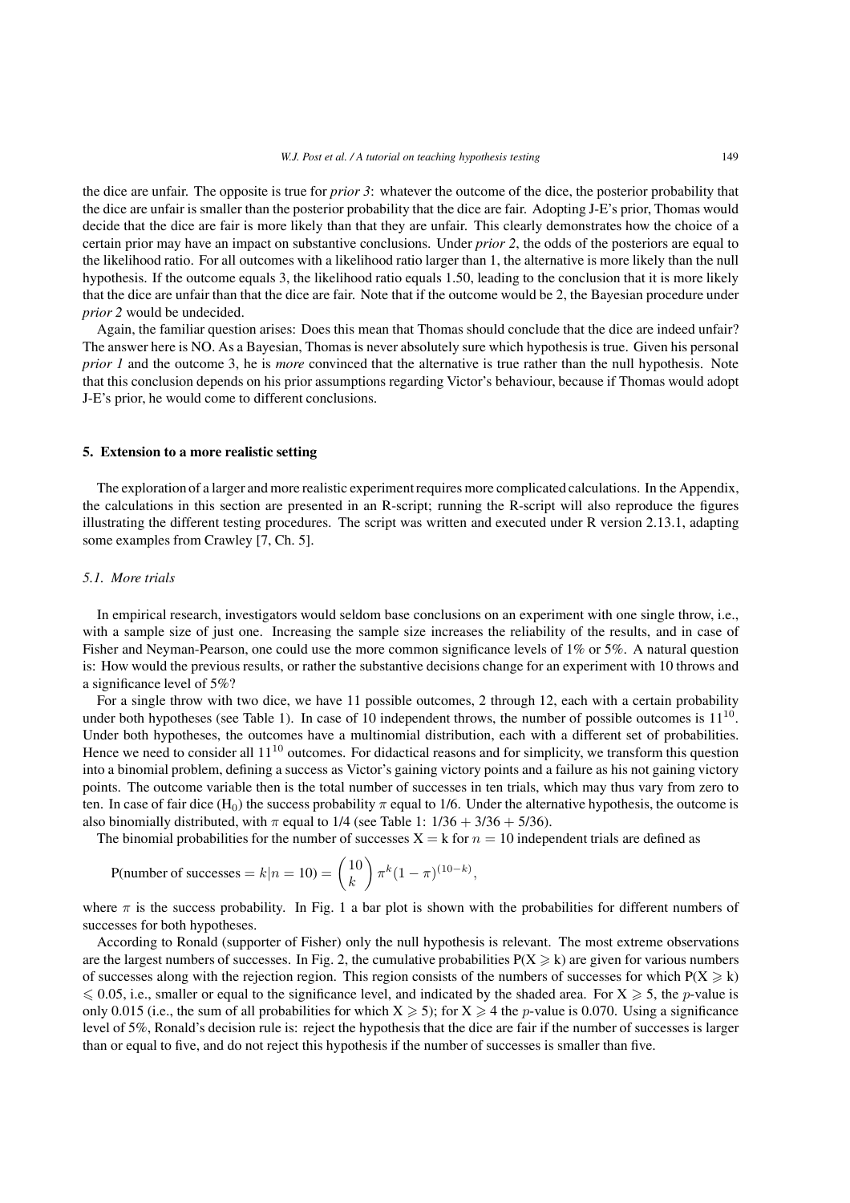the dice are unfair. The opposite is true for *prior 3*: whatever the outcome of the dice, the posterior probability that the dice are unfair is smaller than the posterior probability that the dice are fair. Adopting J-E's prior, Thomas would decide that the dice are fair is more likely than that they are unfair. This clearly demonstrates how the choice of a certain prior may have an impact on substantive conclusions. Under *prior 2*, the odds of the posteriors are equal to the likelihood ratio. For all outcomes with a likelihood ratio larger than 1, the alternative is more likely than the null hypothesis. If the outcome equals 3, the likelihood ratio equals 1.50, leading to the conclusion that it is more likely that the dice are unfair than that the dice are fair. Note that if the outcome would be 2, the Bayesian procedure under *prior 2* would be undecided.

Again, the familiar question arises: Does this mean that Thomas should conclude that the dice are indeed unfair? The answer here is NO. As a Bayesian, Thomas is never absolutely sure which hypothesis is true. Given his personal *prior 1* and the outcome 3, he is *more* convinced that the alternative is true rather than the null hypothesis. Note that this conclusion depends on his prior assumptions regarding Victor's behaviour, because if Thomas would adopt J-E's prior, he would come to different conclusions.

## 5. Extension to a more realistic setting

The exploration of a larger and more realistic experiment requires more complicated calculations. In the Appendix, the calculations in this section are presented in an R-script; running the R-script will also reproduce the figures illustrating the different testing procedures. The script was written and executed under R version 2.13.1, adapting some examples from Crawley [7, Ch. 5].

### *5.1. More trials*

In empirical research, investigators would seldom base conclusions on an experiment with one single throw, i.e., with a sample size of just one. Increasing the sample size increases the reliability of the results, and in case of Fisher and Neyman-Pearson, one could use the more common significance levels of 1% or 5%. A natural question is: How would the previous results, or rather the substantive decisions change for an experiment with 10 throws and a significance level of 5%?

For a single throw with two dice, we have 11 possible outcomes, 2 through 12, each with a certain probability under both hypotheses (see Table 1). In case of 10 independent throws, the number of possible outcomes is $11^{10}$. Under both hypotheses, the outcomes have a multinomial distribution, each with a different set of probabilities. Hence we need to consider all $11^{10}$ outcomes. For didactical reasons and for simplicity, we transform this question into a binomial problem, defining a success as Victor's gaining victory points and a failure as his not gaining victory points. The outcome variable then is the total number of successes in ten trials, which may thus vary from zero to ten. In case of fair dice ($H_0$) the success probability $\pi$ equal to 1/6. Under the alternative hypothesis, the outcome is also binomially distributed, with $\pi$ equal to 1/4 (see Table 1: 1/36 + 3/36 + 5/36).

The binomial probabilities for the number of successes X = k for $n = 10$ independent trials are defined as

$$\text{P(number of successes} = k|n = 10) = \binom{10}{k} \pi^k (1 - \pi)^{(10-k)},$$

where $\pi$ is the success probability. In Fig. 1 a bar plot is shown with the probabilities for different numbers of successes for both hypotheses.

According to Ronald (supporter of Fisher) only the null hypothesis is relevant. The most extreme observations are the largest numbers of successes. In Fig. 2, the cumulative probabilities $P(X \geqslant k)$ are given for various numbers of successes along with the rejection region. This region consists of the numbers of successes for which $P(X \geqslant k) \leqslant 0.05$, i.e., smaller or equal to the significance level, and indicated by the shaded area. For $X \geqslant 5$, the $p$-value is only 0.015 (i.e., the sum of all probabilities for which $X \geqslant 5$); for $X \geqslant 4$ the $p$-value is 0.070. Using a significance level of 5%, Ronald's decision rule is: reject the hypothesis that the dice are fair if the number of successes is larger than or equal to five, and do not reject this hypothesis if the number of successes is smaller than five.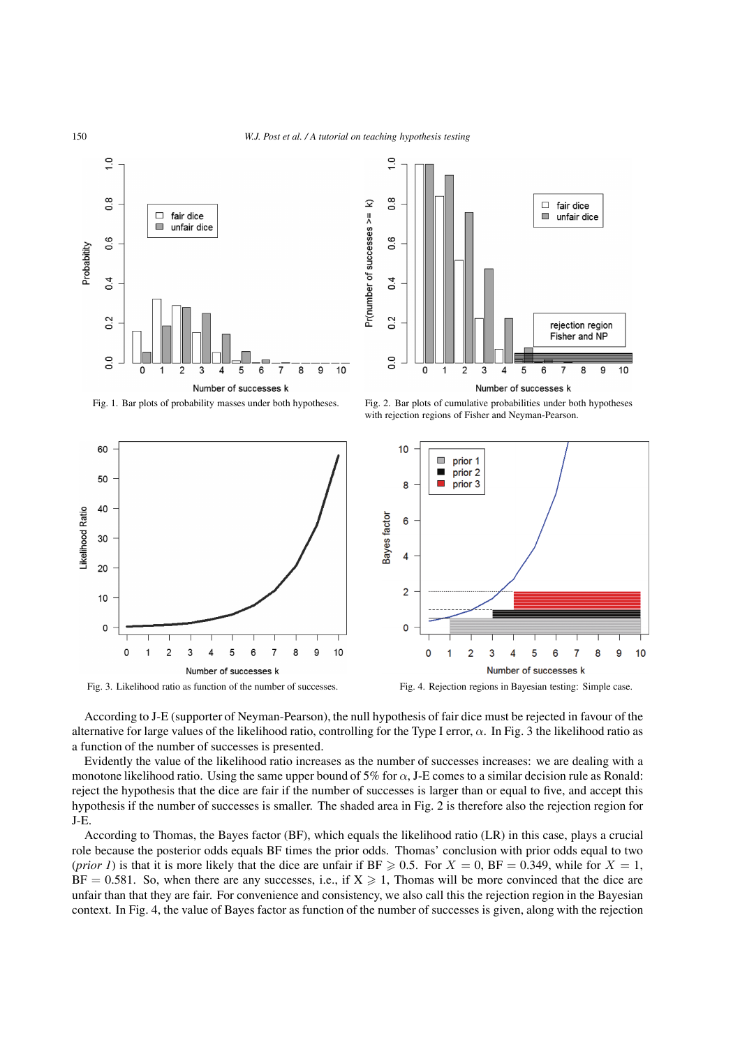Fig. 1. Bar plots of probability masses under both hypotheses.

Fig. 2. Bar plots of cumulative probabilities under both hypotheses with rejection regions of Fisher and Neyman-Pearson.

Fig. 3. Likelihood ratio as function of the number of successes.

Fig. 4. Rejection regions in Bayesian testing: Simple case.

According to J-E (supporter of Neyman-Pearson), the null hypothesis of fair dice must be rejected in favour of the alternative for large values of the likelihood ratio, controlling for the Type I error, $\alpha$. In Fig. 3 the likelihood ratio as a function of the number of successes is presented.

Evidently the value of the likelihood ratio increases as the number of successes increases: we are dealing with a monotone likelihood ratio. Using the same upper bound of 5% for $\alpha$, J-E comes to a similar decision rule as Ronald: reject the hypothesis that the dice are fair if the number of successes is larger than or equal to five, and accept this hypothesis if the number of successes is smaller. The shaded area in Fig. 2 is therefore also the rejection region for J-E.

According to Thomas, the Bayes factor (BF), which equals the likelihood ratio (LR) in this case, plays a crucial role because the posterior odds equals BF times the prior odds. Thomas' conclusion with prior odds equal to two (*prior 1*) is that it is more likely that the dice are unfair if BF $\geqslant 0.5$. For $X = 0$, BF $= 0.349$, while for $X = 1$, BF $= 0.581$. So, when there are any successes, i.e., if X $\geqslant 1$, Thomas will be more convinced that the dice are unfair than that they are fair. For convenience and consistency, we also call this the rejection region in the Bayesian context. In Fig. 4, the value of Bayes factor as function of the number of successes is given, along with the rejection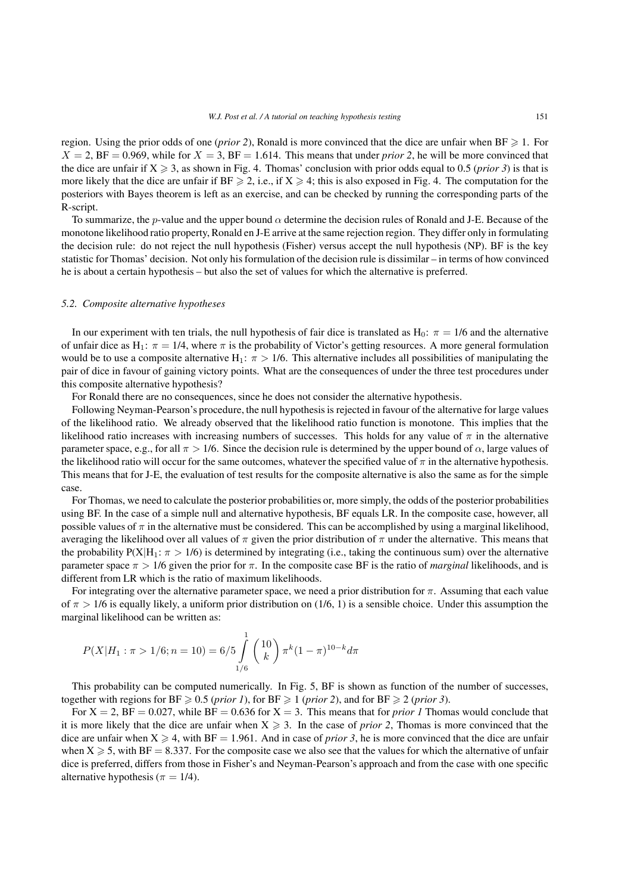region. Using the prior odds of one (*prior 2*), Ronald is more convinced that the dice are unfair when BF $\geqslant 1$. For $X = 2$, BF $= 0.969$, while for $X = 3$, BF $= 1.614$. This means that under *prior 2*, he will be more convinced that the dice are unfair if $X \geqslant 3$, as shown in Fig. 4. Thomas' conclusion with prior odds equal to 0.5 (*prior 3*) is that is more likely that the dice are unfair if BF $\geqslant 2$, i.e., if $X \geqslant 4$; this is also exposed in Fig. 4. The computation for the posteriors with Bayes theorem is left as an exercise, and can be checked by running the corresponding parts of the R-script.

To summarize, the $p$-value and the upper bound $\alpha$ determine the decision rules of Ronald and J-E. Because of the monotone likelihood ratio property, Ronald en J-E arrive at the same rejection region. They differ only in formulating the decision rule: do not reject the null hypothesis (Fisher) versus accept the null hypothesis (NP). BF is the key statistic for Thomas' decision. Not only his formulation of the decision rule is dissimilar – in terms of how convinced he is about a certain hypothesis – but also the set of values for which the alternative is preferred.

### *5.2. Composite alternative hypotheses*

In our experiment with ten trials, the null hypothesis of fair dice is translated as $H_0$: $\pi = 1/6$ and the alternative of unfair dice as $H_1$: $\pi = 1/4$, where $\pi$ is the probability of Victor's getting resources. A more general formulation would be to use a composite alternative $H_1$: $\pi > 1/6$. This alternative includes all possibilities of manipulating the pair of dice in favour of gaining victory points. What are the consequences of under the three test procedures under this composite alternative hypothesis?

For Ronald there are no consequences, since he does not consider the alternative hypothesis.

Following Neyman-Pearson's procedure, the null hypothesis is rejected in favour of the alternative for large values of the likelihood ratio. We already observed that the likelihood ratio function is monotone. This implies that the likelihood ratio increases with increasing numbers of successes. This holds for any value of $\pi$ in the alternative parameter space, e.g., for all $\pi > 1/6$. Since the decision rule is determined by the upper bound of $\alpha$, large values of the likelihood ratio will occur for the same outcomes, whatever the specified value of $\pi$ in the alternative hypothesis. This means that for J-E, the evaluation of test results for the composite alternative is also the same as for the simple case.

For Thomas, we need to calculate the posterior probabilities or, more simply, the odds of the posterior probabilities using BF. In the case of a simple null and alternative hypothesis, BF equals LR. In the composite case, however, all possible values of $\pi$ in the alternative must be considered. This can be accomplished by using a marginal likelihood, averaging the likelihood over all values of $\pi$ given the prior distribution of $\pi$ under the alternative. This means that the probability $P(X|H_1: \pi > 1/6)$ is determined by integrating (i.e., taking the continuous sum) over the alternative parameter space $\pi > 1/6$ given the prior for $\pi$. In the composite case BF is the ratio of *marginal* likelihoods, and is different from LR which is the ratio of maximum likelihoods.

For integrating over the alternative parameter space, we need a prior distribution for $\pi$. Assuming that each value of $\pi > 1/6$ is equally likely, a uniform prior distribution on (1/6, 1) is a sensible choice. Under this assumption the marginal likelihood can be written as:

$$P(X|H_1 : \pi > 1/6; n = 10) = 6/5 \int_{1/6}^{1} \binom{10}{k} \pi^k (1-\pi)^{10-k} d\pi$$

This probability can be computed numerically. In Fig. 5, BF is shown as function of the number of successes, together with regions for BF $\geqslant 0.5$ (*prior 1*), for BF $\geqslant 1$ (*prior 2*), and for BF $\geqslant 2$ (*prior 3*).

For $X = 2$, BF $= 0.027$, while BF $= 0.636$ for $X = 3$. This means that for *prior 1* Thomas would conclude that it is more likely that the dice are unfair when $X \geqslant 3$. In the case of *prior 2*, Thomas is more convinced that the dice are unfair when $X \geqslant 4$, with BF $= 1.961$. And in case of *prior 3*, he is more convinced that the dice are unfair when $X \geqslant 5$, with BF $= 8.337$. For the composite case we also see that the values for which the alternative of unfair dice is preferred, differs from those in Fisher's and Neyman-Pearson's approach and from the case with one specific alternative hypothesis ($\pi = 1/4$).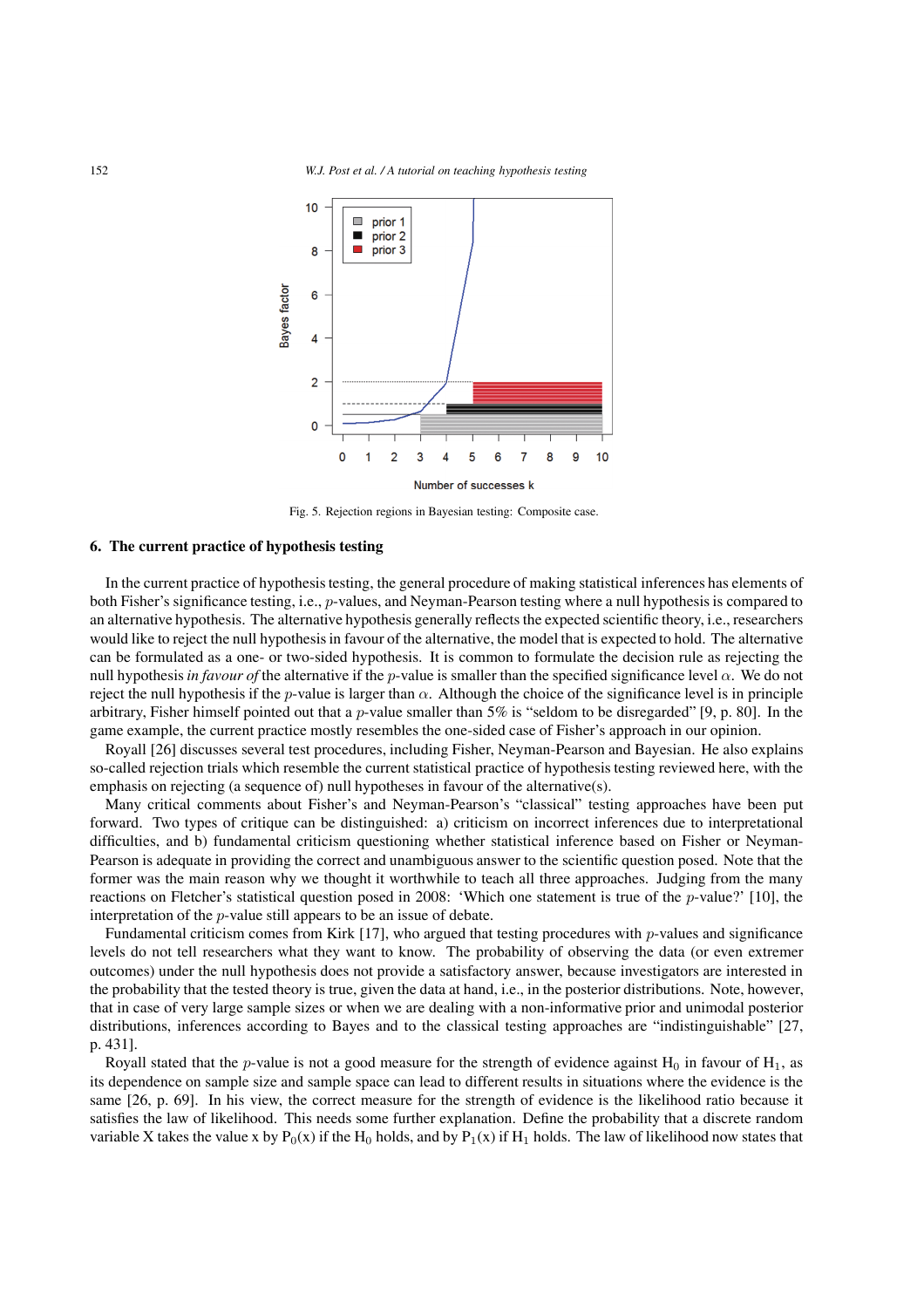Fig. 5. Rejection regions in Bayesian testing: Composite case.

## 6. The current practice of hypothesis testing

In the current practice of hypothesis testing, the general procedure of making statistical inferences has elements of both Fisher's significance testing, i.e., $p$-values, and Neyman-Pearson testing where a null hypothesis is compared to an alternative hypothesis. The alternative hypothesis generally reflects the expected scientific theory, i.e., researchers would like to reject the null hypothesis in favour of the alternative, the model that is expected to hold. The alternative can be formulated as a one- or two-sided hypothesis. It is common to formulate the decision rule as rejecting the null hypothesis *in favour of* the alternative if the $p$-value is smaller than the specified significance level $\alpha$. We do not reject the null hypothesis if the $p$-value is larger than $\alpha$. Although the choice of the significance level is in principle arbitrary, Fisher himself pointed out that a $p$-value smaller than 5% is "seldom to be disregarded" [9, p. 80]. In the game example, the current practice mostly resembles the one-sided case of Fisher's approach in our opinion.

Royall [26] discusses several test procedures, including Fisher, Neyman-Pearson and Bayesian. He also explains so-called rejection trials which resemble the current statistical practice of hypothesis testing reviewed here, with the emphasis on rejecting (a sequence of) null hypotheses in favour of the alternative(s).

Many critical comments about Fisher's and Neyman-Pearson's "classical" testing approaches have been put forward. Two types of critique can be distinguished: a) criticism on incorrect inferences due to interpretational difficulties, and b) fundamental criticism questioning whether statistical inference based on Fisher or Neyman-Pearson is adequate in providing the correct and unambiguous answer to the scientific question posed. Note that the former was the main reason why we thought it worthwhile to teach all three approaches. Judging from the many reactions on Fletcher's statistical question posed in 2008: 'Which one statement is true of the $p$-value?' [10], the interpretation of the $p$-value still appears to be an issue of debate.

Fundamental criticism comes from Kirk [17], who argued that testing procedures with $p$-values and significance levels do not tell researchers what they want to know. The probability of observing the data (or even extremer outcomes) under the null hypothesis does not provide a satisfactory answer, because investigators are interested in the probability that the tested theory is true, given the data at hand, i.e., in the posterior distributions. Note, however, that in case of very large sample sizes or when we are dealing with a non-informative prior and unimodal posterior distributions, inferences according to Bayes and to the classical testing approaches are "indistinguishable" [27, p. 431].

Royall stated that the $p$-value is not a good measure for the strength of evidence against $H_0$ in favour of $H_1$, as its dependence on sample size and sample space can lead to different results in situations where the evidence is the same [26, p. 69]. In his view, the correct measure for the strength of evidence is the likelihood ratio because it satisfies the law of likelihood. This needs some further explanation. Define the probability that a discrete random variable X takes the value x by $P_0(x)$ if the $H_0$ holds, and by $P_1(x)$ if $H_1$ holds. The law of likelihood now states that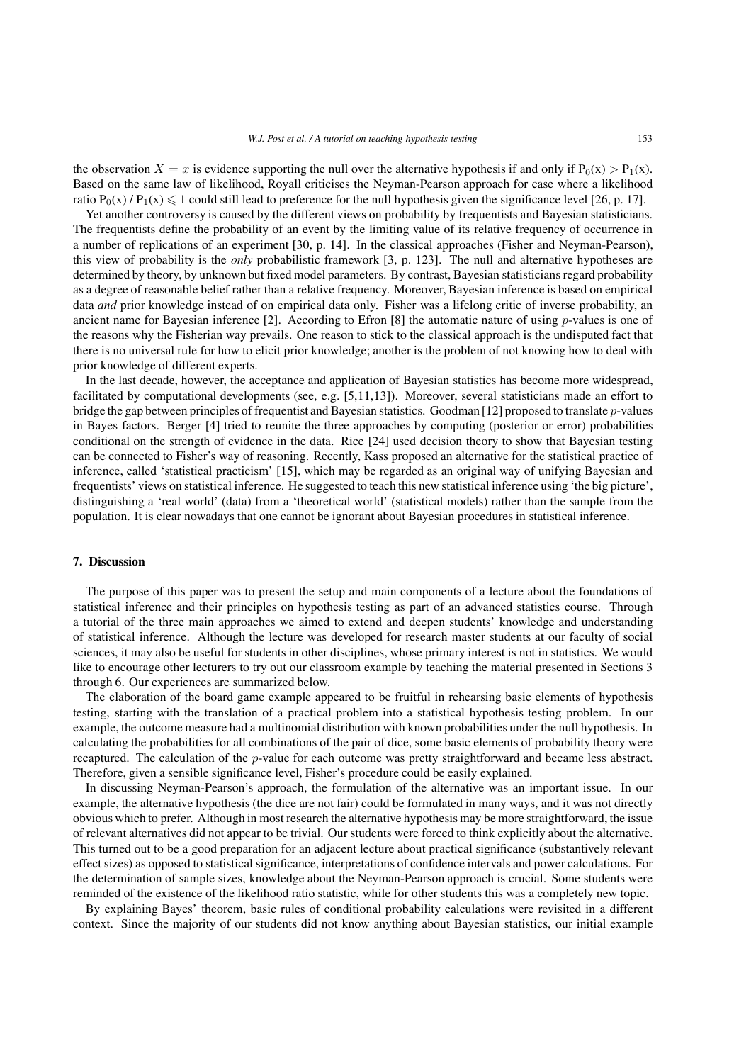the observation $X = x$ is evidence supporting the null over the alternative hypothesis if and only if $P_0(x) > P_1(x)$. Based on the same law of likelihood, Royall criticises the Neyman-Pearson approach for case where a likelihood ratio $P_0(x) / P_1(x) \leqslant 1$ could still lead to preference for the null hypothesis given the significance level [26, p. 17].

Yet another controversy is caused by the different views on probability by frequentists and Bayesian statisticians. The frequentists define the probability of an event by the limiting value of its relative frequency of occurrence in a number of replications of an experiment [30, p. 14]. In the classical approaches (Fisher and Neyman-Pearson), this view of probability is the *only* probabilistic framework [3, p. 123]. The null and alternative hypotheses are determined by theory, by unknown but fixed model parameters. By contrast, Bayesian statisticians regard probability as a degree of reasonable belief rather than a relative frequency. Moreover, Bayesian inference is based on empirical data *and* prior knowledge instead of on empirical data only. Fisher was a lifelong critic of inverse probability, an ancient name for Bayesian inference [2]. According to Efron [8] the automatic nature of using $p$-values is one of the reasons why the Fisherian way prevails. One reason to stick to the classical approach is the undisputed fact that there is no universal rule for how to elicit prior knowledge; another is the problem of not knowing how to deal with prior knowledge of different experts.

In the last decade, however, the acceptance and application of Bayesian statistics has become more widespread, facilitated by computational developments (see, e.g. [5,11,13]). Moreover, several statisticians made an effort to bridge the gap between principles of frequentist and Bayesian statistics. Goodman [12] proposed to translate $p$-values in Bayes factors. Berger [4] tried to reunite the three approaches by computing (posterior or error) probabilities conditional on the strength of evidence in the data. Rice [24] used decision theory to show that Bayesian testing can be connected to Fisher's way of reasoning. Recently, Kass proposed an alternative for the statistical practice of inference, called 'statistical practicism' [15], which may be regarded as an original way of unifying Bayesian and frequentists' views on statistical inference. He suggested to teach this new statistical inference using 'the big picture', distinguishing a 'real world' (data) from a 'theoretical world' (statistical models) rather than the sample from the population. It is clear nowadays that one cannot be ignorant about Bayesian procedures in statistical inference.

## 7. Discussion

The purpose of this paper was to present the setup and main components of a lecture about the foundations of statistical inference and their principles on hypothesis testing as part of an advanced statistics course. Through a tutorial of the three main approaches we aimed to extend and deepen students' knowledge and understanding of statistical inference. Although the lecture was developed for research master students at our faculty of social sciences, it may also be useful for students in other disciplines, whose primary interest is not in statistics. We would like to encourage other lecturers to try out our classroom example by teaching the material presented in Sections 3 through 6. Our experiences are summarized below.

The elaboration of the board game example appeared to be fruitful in rehearsing basic elements of hypothesis testing, starting with the translation of a practical problem into a statistical hypothesis testing problem. In our example, the outcome measure had a multinomial distribution with known probabilities under the null hypothesis. In calculating the probabilities for all combinations of the pair of dice, some basic elements of probability theory were recaptured. The calculation of the $p$-value for each outcome was pretty straightforward and became less abstract. Therefore, given a sensible significance level, Fisher's procedure could be easily explained.

In discussing Neyman-Pearson's approach, the formulation of the alternative was an important issue. In our example, the alternative hypothesis (the dice are not fair) could be formulated in many ways, and it was not directly obvious which to prefer. Although in most research the alternative hypothesis may be more straightforward, the issue of relevant alternatives did not appear to be trivial. Our students were forced to think explicitly about the alternative. This turned out to be a good preparation for an adjacent lecture about practical significance (substantively relevant effect sizes) as opposed to statistical significance, interpretations of confidence intervals and power calculations. For the determination of sample sizes, knowledge about the Neyman-Pearson approach is crucial. Some students were reminded of the existence of the likelihood ratio statistic, while for other students this was a completely new topic.

By explaining Bayes' theorem, basic rules of conditional probability calculations were revisited in a different context. Since the majority of our students did not know anything about Bayesian statistics, our initial example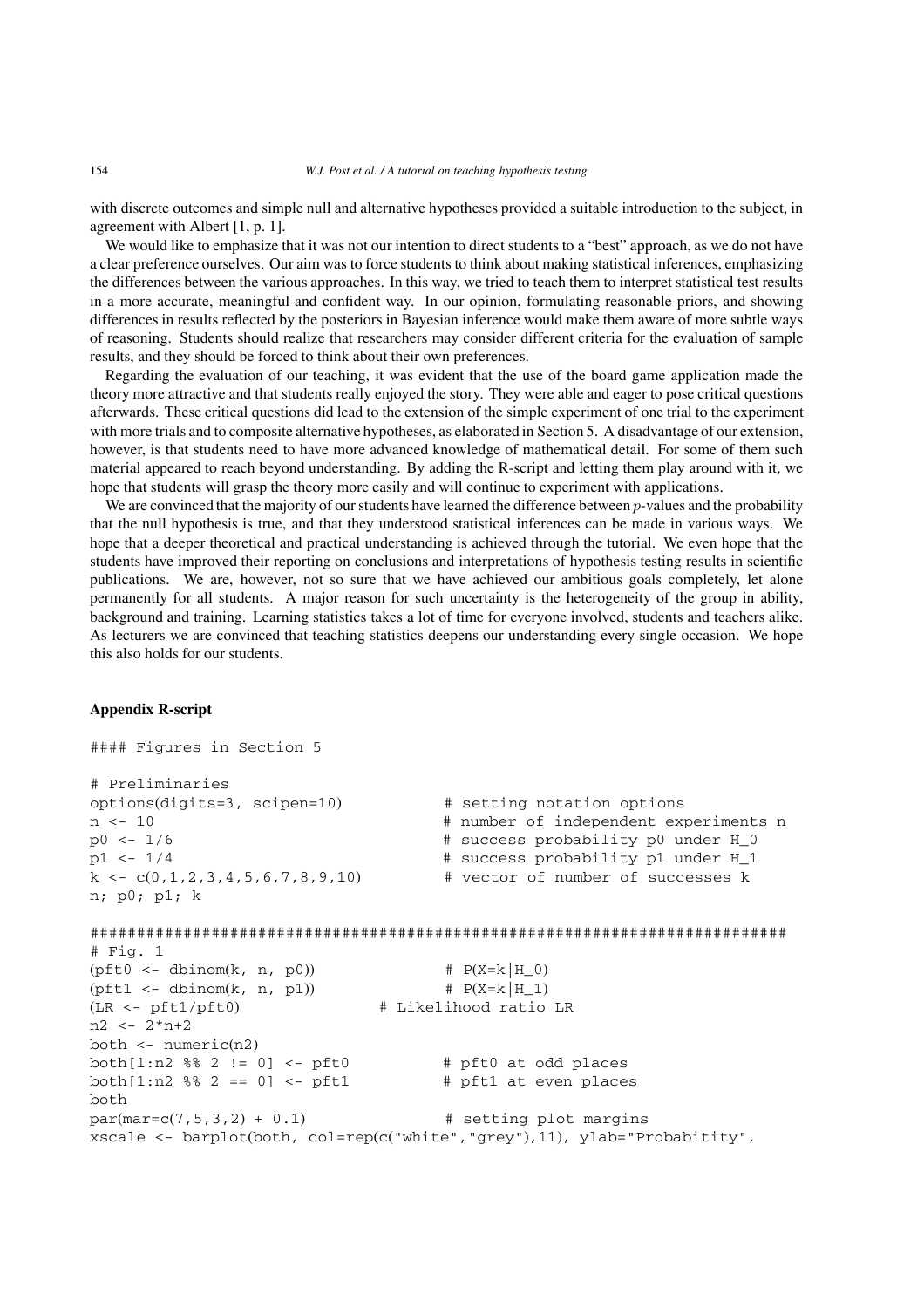with discrete outcomes and simple null and alternative hypotheses provided a suitable introduction to the subject, in agreement with Albert [1, p. 1].

We would like to emphasize that it was not our intention to direct students to a "best" approach, as we do not have a clear preference ourselves. Our aim was to force students to think about making statistical inferences, emphasizing the differences between the various approaches. In this way, we tried to teach them to interpret statistical test results in a more accurate, meaningful and confident way. In our opinion, formulating reasonable priors, and showing differences in results reflected by the posteriors in Bayesian inference would make them aware of more subtle ways of reasoning. Students should realize that researchers may consider different criteria for the evaluation of sample results, and they should be forced to think about their own preferences.

Regarding the evaluation of our teaching, it was evident that the use of the board game application made the theory more attractive and that students really enjoyed the story. They were able and eager to pose critical questions afterwards. These critical questions did lead to the extension of the simple experiment of one trial to the experiment with more trials and to composite alternative hypotheses, as elaborated in Section 5. A disadvantage of our extension, however, is that students need to have more advanced knowledge of mathematical detail. For some of them such material appeared to reach beyond understanding. By adding the R-script and letting them play around with it, we hope that students will grasp the theory more easily and will continue to experiment with applications.

We are convinced that the majority of our students have learned the difference between $p$-values and the probability that the null hypothesis is true, and that they understood statistical inferences can be made in various ways. We hope that a deeper theoretical and practical understanding is achieved through the tutorial. We even hope that the students have improved their reporting on conclusions and interpretations of hypothesis testing results in scientific publications. We are, however, not so sure that we have achieved our ambitious goals completely, let alone permanently for all students. A major reason for such uncertainty is the heterogeneity of the group in ability, background and training. Learning statistics takes a lot of time for everyone involved, students and teachers alike. As lecturers we are convinced that teaching statistics deepens our understanding every single occasion. We hope this also holds for our students.

## Appendix R-script

```
#### Figures in Section 5

# Preliminaries
options(digits=3, scipen=10)           # setting notation options
n <- 10                                # number of independent experiments n
p0 <- 1/6                              # success probability p0 under H_0
p1 <- 1/4                              # success probability p1 under H_1
k <- c(0,1,2,3,4,5,6,7,8,9,10)         # vector of number of successes k
n; p0; p1; k

##########################################################################
# Fig. 1
(pft0 <- dbinom(k, n, p0))             # P(X=k|H_0)
(pft1 <- dbinom(k, n, p1))             # P(X=k|H_1)
(LR <- pft1/pft0)               # Likelihood ratio LR
n2 <- 2*n+2
both <- numeric(n2)
both[1:n2 %% 2 != 0] <- pft0           # pft0 at odd places
both[1:n2 %% 2 == 0] <- pft1           # pft1 at even places
both
par(mar=c(7,5,3,2) + 0.1)              # setting plot margins
xscale <- barplot(both, col=rep(c("white","grey"),11), ylab="Probabitity",
```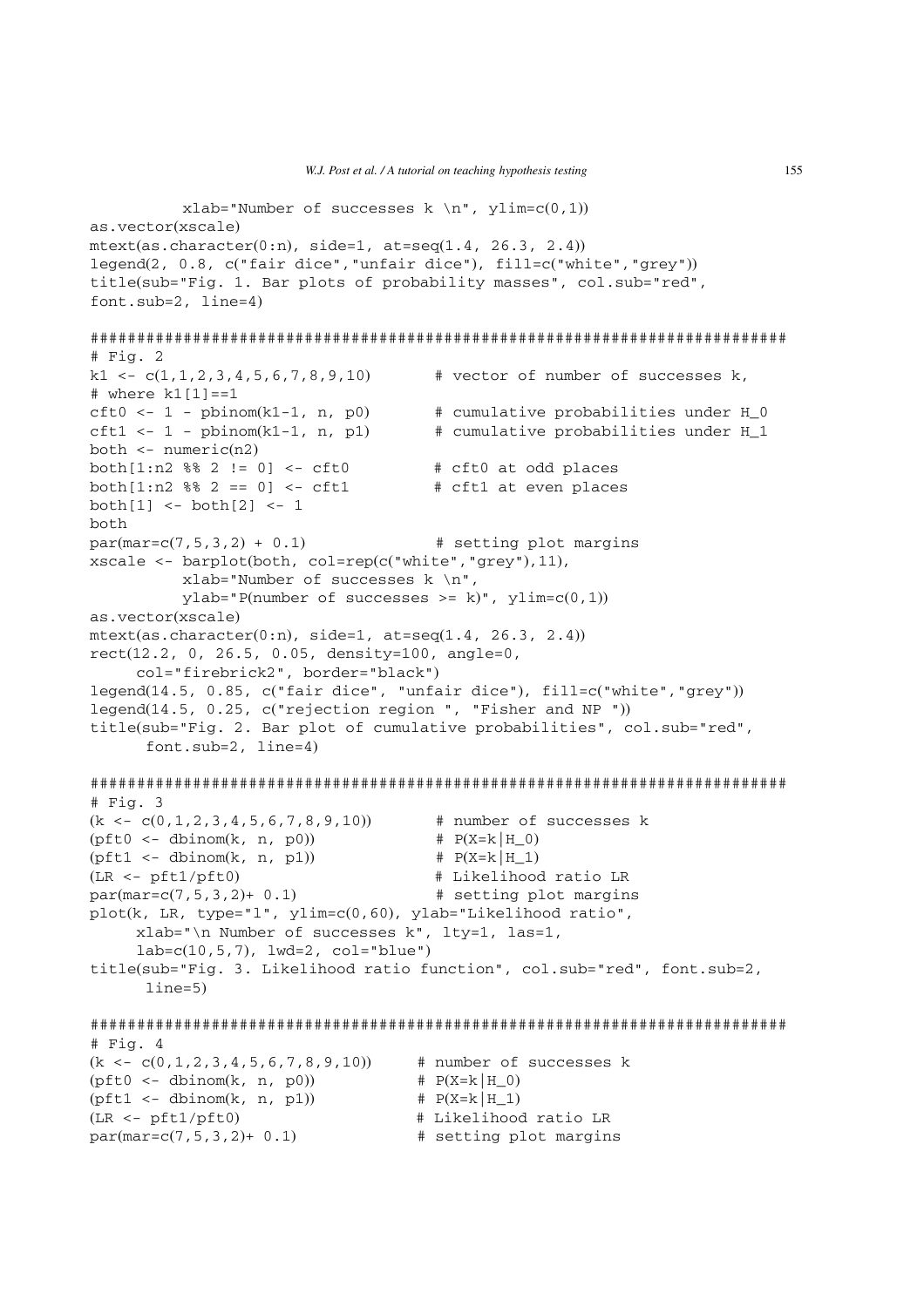```
          xlab="Number of successes k \n", ylim=c(0,1))
as.vector(xscale)
mtext(as.character(0:n), side=1, at=seq(1.4, 26.3, 2.4))
legend(2, 0.8, c("fair dice","unfair dice"), fill=c("white","grey"))
title(sub="Fig. 1. Bar plots of probability masses", col.sub="red",
font.sub=2, line=4)

#########################################################################
# Fig. 2
k1 <- c(1,1,2,3,4,5,6,7,8,9,10)       # vector of number of successes k,
# where k1[1]==1
cft0 <- 1 - pbinom(k1-1, n, p0)       # cumulative probabilities under H_0
cft1 <- 1 - pbinom(k1-1, n, p1)       # cumulative probabilities under H_1
both <- numeric(n2)
both[1:n2 %% 2 != 0] <- cft0          # cft0 at odd places
both[1:n2 %% 2 == 0] <- cft1          # cft1 at even places
both[1] <- both[2] <- 1
both
par(mar=c(7,5,3,2) + 0.1)             # setting plot margins
xscale <- barplot(both, col=rep(c("white","grey"),11),
          xlab="Number of successes k \n",
          ylab="P(number of successes >= k)", ylim=c(0,1))
as.vector(xscale)
mtext(as.character(0:n), side=1, at=seq(1.4, 26.3, 2.4))
rect(12.2, 0, 26.5, 0.05, density=100, angle=0,
     col="firebrick2", border="black")
legend(14.5, 0.85, c("fair dice", "unfair dice"), fill=c("white","grey"))
legend(14.5, 0.25, c("rejection region ", "Fisher and NP "))
title(sub="Fig. 2. Bar plot of cumulative probabilities", col.sub="red",
      font.sub=2, line=4)

#########################################################################
# Fig. 3
(k <- c(0,1,2,3,4,5,6,7,8,9,10))       # number of successes k
(pft0 <- dbinom(k, n, p0))             # P(X=k|H_0)
(pft1 <- dbinom(k, n, p1))             # P(X=k|H_1)
(LR <- pft1/pft0)                      # Likelihood ratio LR
par(mar=c(7,5,3,2)+ 0.1)               # setting plot margins
plot(k, LR, type="l", ylim=c(0,60), ylab="Likelihood ratio",
     xlab="\n Number of successes k", lty=1, las=1,
     lab=c(10,5,7), lwd=2, col="blue")
title(sub="Fig. 3. Likelihood ratio function", col.sub="red", font.sub=2,
      line=5)

#########################################################################
# Fig. 4
(k <- c(0,1,2,3,4,5,6,7,8,9,10))     # number of successes k
(pft0 <- dbinom(k, n, p0))           # P(X=k|H_0)
(pft1 <- dbinom(k, n, p1))           # P(X=k|H_1)
(LR <- pft1/pft0)                    # Likelihood ratio LR
par(mar=c(7,5,3,2)+ 0.1)             # setting plot margins
```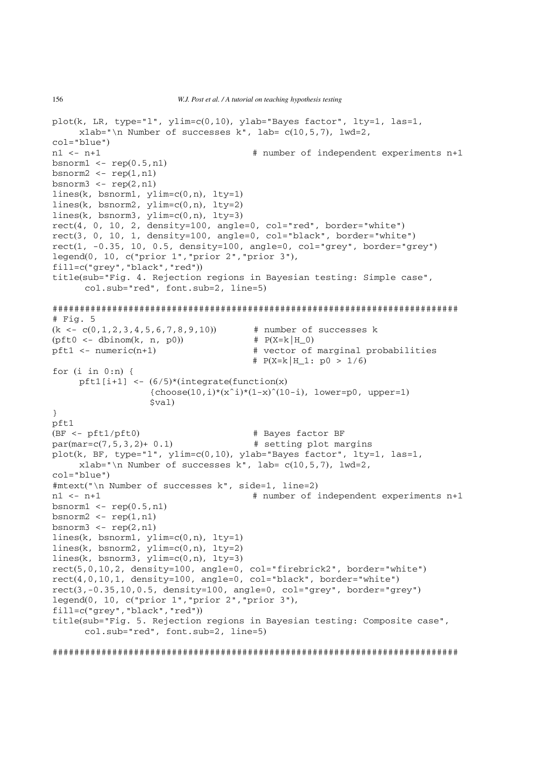```
plot(k, LR, type="l", ylim=c(0,10), ylab="Bayes factor", lty=1, las=1,
     xlab="\n Number of successes k", lab= c(10,5,7), lwd=2,
col="blue")
n1 <- n+1                               # number of independent experiments n+1
bsnorm1 <- rep(0.5,n1)
bsnorm2 <- rep(1,n1)
bsnorm3 <- rep(2,n1)
lines(k, bsnorm1, ylim=c(0,n), lty=1)
lines(k, bsnorm2, ylim=c(0,n), lty=2)
lines(k, bsnorm3, ylim=c(0,n), lty=3)
rect(4, 0, 10, 2, density=100, angle=0, col="red", border="white")
rect(3, 0, 10, 1, density=100, angle=0, col="black", border="white")
rect(1, -0.35, 10, 0.5, density=100, angle=0, col="grey", border="grey")
legend(0, 10, c("prior 1","prior 2","prior 3"),
fill=c("grey","black","red"))
title(sub="Fig. 4. Rejection regions in Bayesian testing: Simple case",
      col.sub="red", font.sub=2, line=5)

#########################################################################
# Fig. 5
(k <- c(0,1,2,3,4,5,6,7,8,9,10))       # number of successes k
(pft0 <- dbinom(k, n, p0))             # P(X=k|H_0)
pft1 <- numeric(n+1)                   # vector of marginal probabilities
                                       # P(X=k|H_1: p0 > 1/6)
for (i in 0:n) {
     pft1[i+1] <- (6/5)*(integrate(function(x)
                  {choose(10,i)*(x^i)*(1-x)^(10-i), lower=p0, upper=1)
                  $val)
}
pft1
(BF <- pft1/pft0)                      # Bayes factor BF
par(mar=c(7,5,3,2)+ 0.1)               # setting plot margins
plot(k, BF, type="l", ylim=c(0,10), ylab="Bayes factor", lty=1, las=1,
     xlab="\n Number of successes k", lab= c(10,5,7), lwd=2,
col="blue")
#mtext("\n Number of successes k", side=1, line=2)
n1 <- n+1                              # number of independent experiments n+1
bsnorm1 <- rep(0.5,n1)
bsnorm2 <- rep(1,n1)
bsnorm3 <- rep(2,n1)
lines(k, bsnorm1, ylim=c(0,n), lty=1)
lines(k, bsnorm2, ylim=c(0,n), lty=2)
lines(k, bsnorm3, ylim=c(0,n), lty=3)
rect(5,0,10,2, density=100, angle=0, col="firebrick2", border="white")
rect(4,0,10,1, density=100, angle=0, col="black", border="white")
rect(3,-0.35,10,0.5, density=100, angle=0, col="grey", border="grey")
legend(0, 10, c("prior 1","prior 2","prior 3"),
fill=c("grey","black","red"))
title(sub="Fig. 5. Rejection regions in Bayesian testing: Composite case",
      col.sub="red", font.sub=2, line=5)

#########################################################################
```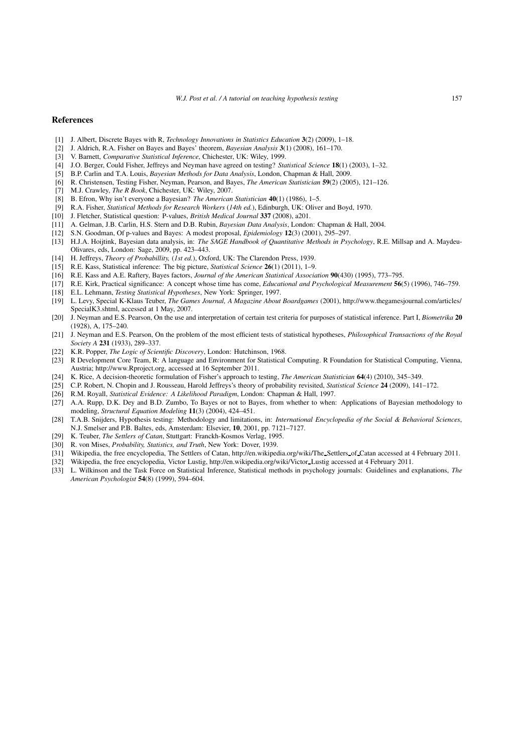## References

[1] J. Albert, Discrete Bayes with R, *Technology Innovations in Statistics Education* **3**(2) (2009), 1–18.
[2] J. Aldrich, R.A. Fisher on Bayes and Bayes' theorem, *Bayesian Analysis* **3**(1) (2008), 161–170.
[3] V. Barnett, *Comparative Statistical Inference*, Chichester, UK: Wiley, 1999.
[4] J.O. Berger, Could Fisher, Jeffreys and Neyman have agreed on testing? *Statistical Science* **18**(1) (2003), 1–32.
[5] B.P. Carlin and T.A. Louis, *Bayesian Methods for Data Analysis*, London, Chapman & Hall, 2009.
[6] R. Christensen, Testing Fisher, Neyman, Pearson, and Bayes, *The American Statistician* **59**(2) (2005), 121–126.
[7] M.J. Crawley, *The R Book*, Chichester, UK: Wiley, 2007.
[8] B. Efron, Why isn't everyone a Bayesian? *The American Statistician* **40**(1) (1986), 1–5.
[9] R.A. Fisher, *Statistical Methods for Research Workers* (*14th ed.*), Edinburgh, UK: Oliver and Boyd, 1970.
[10] J. Fletcher, Statistical question: P-values, *British Medical Journal* **337** (2008), a201.
[11] A. Gelman, J.B. Carlin, H.S. Stern and D.B. Rubin, *Bayesian Data Analysis*, London: Chapman & Hall, 2004.
[12] S.N. Goodman, Of p-values and Bayes: A modest proposal, *Epidemiology* **12**(3) (2001), 295–297.
[13] H.J.A. Hoijtink, Bayesian data analysis, in: *The SAGE Handbook of Quantitative Methods in Psychology*, R.E. Millsap and A. Maydeu-Olivares, eds, London: Sage, 2009, pp. 423–443.
[14] H. Jeffreys, *Theory of Probabillity,* (*1st ed.*), Oxford, UK: The Clarendon Press, 1939.
[15] R.E. Kass, Statistical inference: The big picture, *Statistical Science* **26**(1) (2011), 1–9.
[16] R.E. Kass and A.E. Raftery, Bayes factors, *Journal of the American Statistical Association* **90**(430) (1995), 773–795.
[17] R.E. Kirk, Practical significance: A concept whose time has come, *Educational and Psychological Measurement* **56**(5) (1996), 746–759.
[18] E.L. Lehmann, *Testing Statistical Hypotheses*, New York: Springer, 1997.
[19] L. Levy, Special K-Klaus Teuber, *The Games Journal, A Magazine About Boardgames* (2001), http://www.thegamesjournal.com/articles/SpecialK3.shtml, accessed at 1 May, 2007.
[20] J. Neyman and E.S. Pearson, On the use and interpretation of certain test criteria for purposes of statistical inference. Part I, *Biometrika* **20** (1928), A, 175–240.
[21] J. Neyman and E.S. Pearson, On the problem of the most efficient tests of statistical hypotheses, *Philosophical Transactions of the Royal Society A* **231** (1933), 289–337.
[22] K.R. Popper, *The Logic of Scientific Discovery*, London: Hutchinson, 1968.
[23] R Development Core Team, R: A language and Environment for Statistical Computing. R Foundation for Statistical Computing, Vienna, Austria; http://www.Rproject.org, accessed at 16 September 2011.
[24] K. Rice, A decision-theoretic formulation of Fisher's approach to testing, *The American Statistician* **64**(4) (2010), 345–349.
[25] C.P. Robert, N. Chopin and J. Rousseau, Harold Jeffreys's theory of probability revisited, *Statistical Science* **24** (2009), 141–172.
[26] R.M. Royall, *Statistical Evidence: A Likelihood Paradigm*, London: Chapman & Hall, 1997.
[27] A.A. Rupp, D.K. Dey and B.D. Zumbo, To Bayes or not to Bayes, from whether to when: Applications of Bayesian methodology to modeling, *Structural Equation Modeling* **11**(3) (2004), 424–451.
[28] T.A.B. Snijders, Hypothesis testing: Methodology and limitations, in: *International Encyclopedia of the Social & Behavioral Sciences*, N.J. Smelser and P.B. Baltes, eds, Amsterdam: Elsevier, **10**, 2001, pp. 7121–7127.
[29] K. Teuber, *The Settlers of Catan*, Stuttgart: Franckh-Kosmos Verlag, 1995.
[30] R. von Mises, *Probability, Statistics, and Truth*, New York: Dover, 1939.
[31] Wikipedia, the free encyclopedia, The Settlers of Catan, http://en.wikipedia.org/wiki/The_Settlers_of_Catan accessed at 4 February 2011.
[32] Wikipedia, the free encyclopedia, Victor Lustig, http://en.wikipedia.org/wiki/Victor_Lustig accessed at 4 February 2011.
[33] L. Wilkinson and the Task Force on Statistical Inference, Statistical methods in psychology journals: Guidelines and explanations, *The American Psychologist* **54**(8) (1999), 594–604.